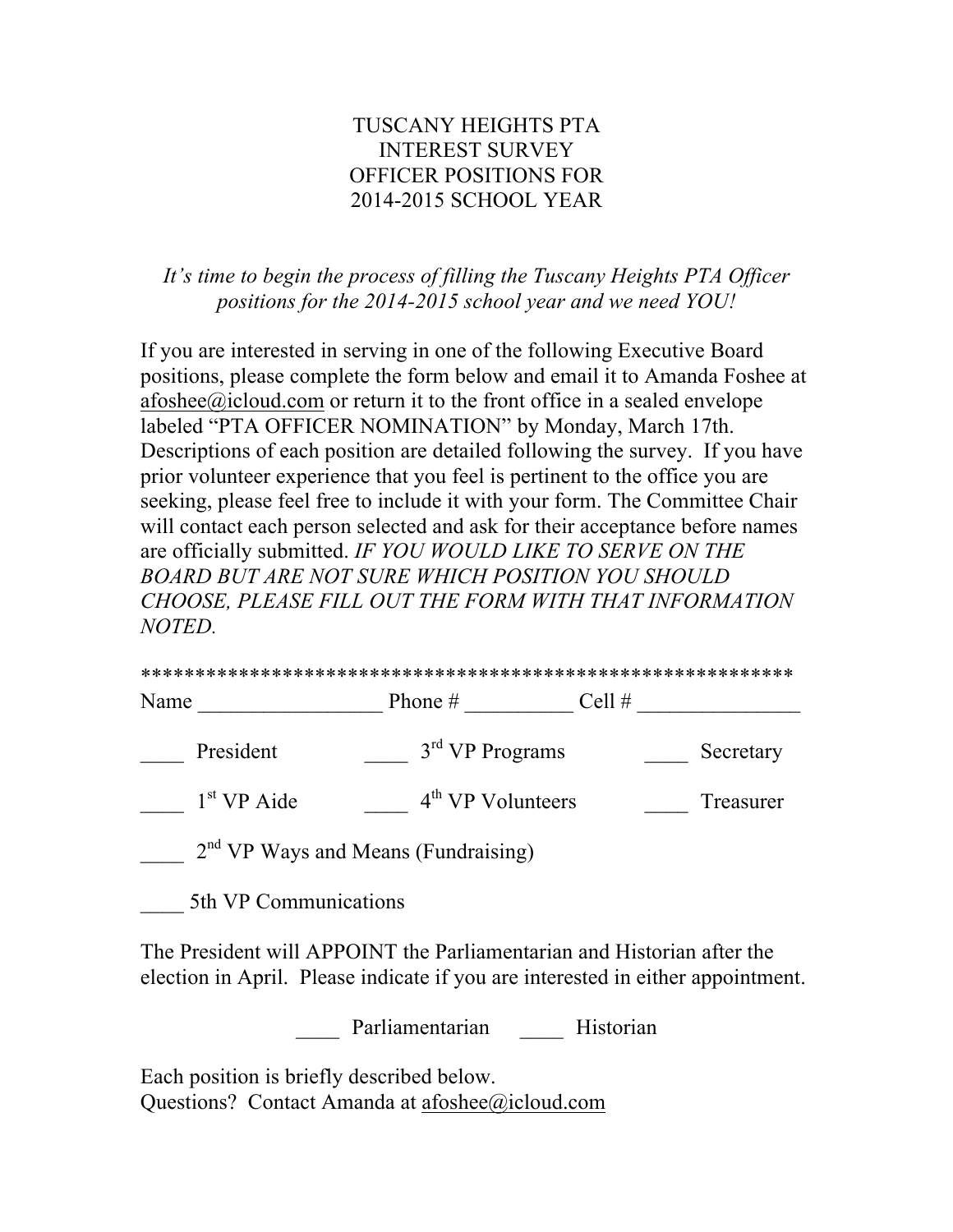# TUSCANY HEIGHTS PTA
# INTEREST SURVEY
# OFFICER POSITIONS FOR
# 2014-2015 SCHOOL YEAR

*It's time to begin the process of filling the Tuscany Heights PTA Officer positions for the 2014-2015 school year and we need YOU!*

If you are interested in serving in one of the following Executive Board positions, please complete the form below and email it to Amanda Foshee at afoshee@icloud.com or return it to the front office in a sealed envelope labeled "PTA OFFICER NOMINATION" by Monday, March 17th. Descriptions of each position are detailed following the survey. If you have prior volunteer experience that you feel is pertinent to the office you are seeking, please feel free to include it with your form. The Committee Chair will contact each person selected and ask for their acceptance before names are officially submitted. *IF YOU WOULD LIKE TO SERVE ON THE BOARD BUT ARE NOT SURE WHICH POSITION YOU SHOULD CHOOSE, PLEASE FILL OUT THE FORM WITH THAT INFORMATION NOTED.*

**********************************************************

Name _________________ Phone # __________ Cell # _______________

____ President ____ 3rd VP Programs ____ Secretary

____ 1st VP Aide ____ 4th VP Volunteers ____ Treasurer

____ 2nd VP Ways and Means (Fundraising)

____ 5th VP Communications

The President will APPOINT the Parliamentarian and Historian after the election in April. Please indicate if you are interested in either appointment.

____ Parliamentarian ____ Historian

Each position is briefly described below.
Questions? Contact Amanda at afoshee@icloud.com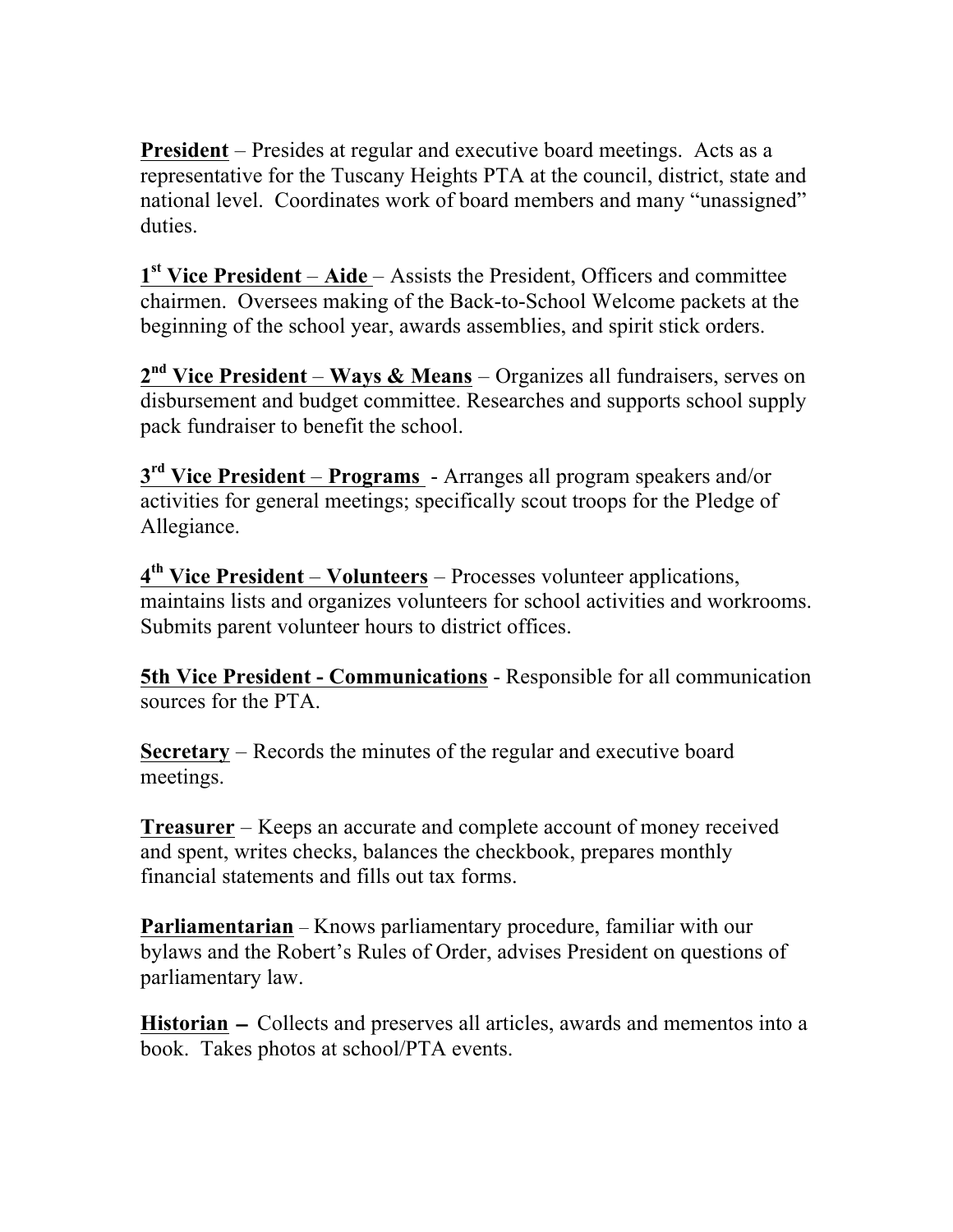**President** – Presides at regular and executive board meetings. Acts as a representative for the Tuscany Heights PTA at the council, district, state and national level. Coordinates work of board members and many "unassigned" duties.

**1st Vice President – Aide** – Assists the President, Officers and committee chairmen. Oversees making of the Back-to-School Welcome packets at the beginning of the school year, awards assemblies, and spirit stick orders.

**2nd Vice President – Ways & Means** – Organizes all fundraisers, serves on disbursement and budget committee. Researches and supports school supply pack fundraiser to benefit the school.

**3rd Vice President – Programs** - Arranges all program speakers and/or activities for general meetings; specifically scout troops for the Pledge of Allegiance.

**4th Vice President – Volunteers** – Processes volunteer applications, maintains lists and organizes volunteers for school activities and workrooms. Submits parent volunteer hours to district offices.

**5th Vice President - Communications** - Responsible for all communication sources for the PTA.

**Secretary** – Records the minutes of the regular and executive board meetings.

**Treasurer** – Keeps an accurate and complete account of money received and spent, writes checks, balances the checkbook, prepares monthly financial statements and fills out tax forms.

**Parliamentarian** – Knows parliamentary procedure, familiar with our bylaws and the Robert's Rules of Order, advises President on questions of parliamentary law.

**Historian –** Collects and preserves all articles, awards and mementos into a book. Takes photos at school/PTA events.